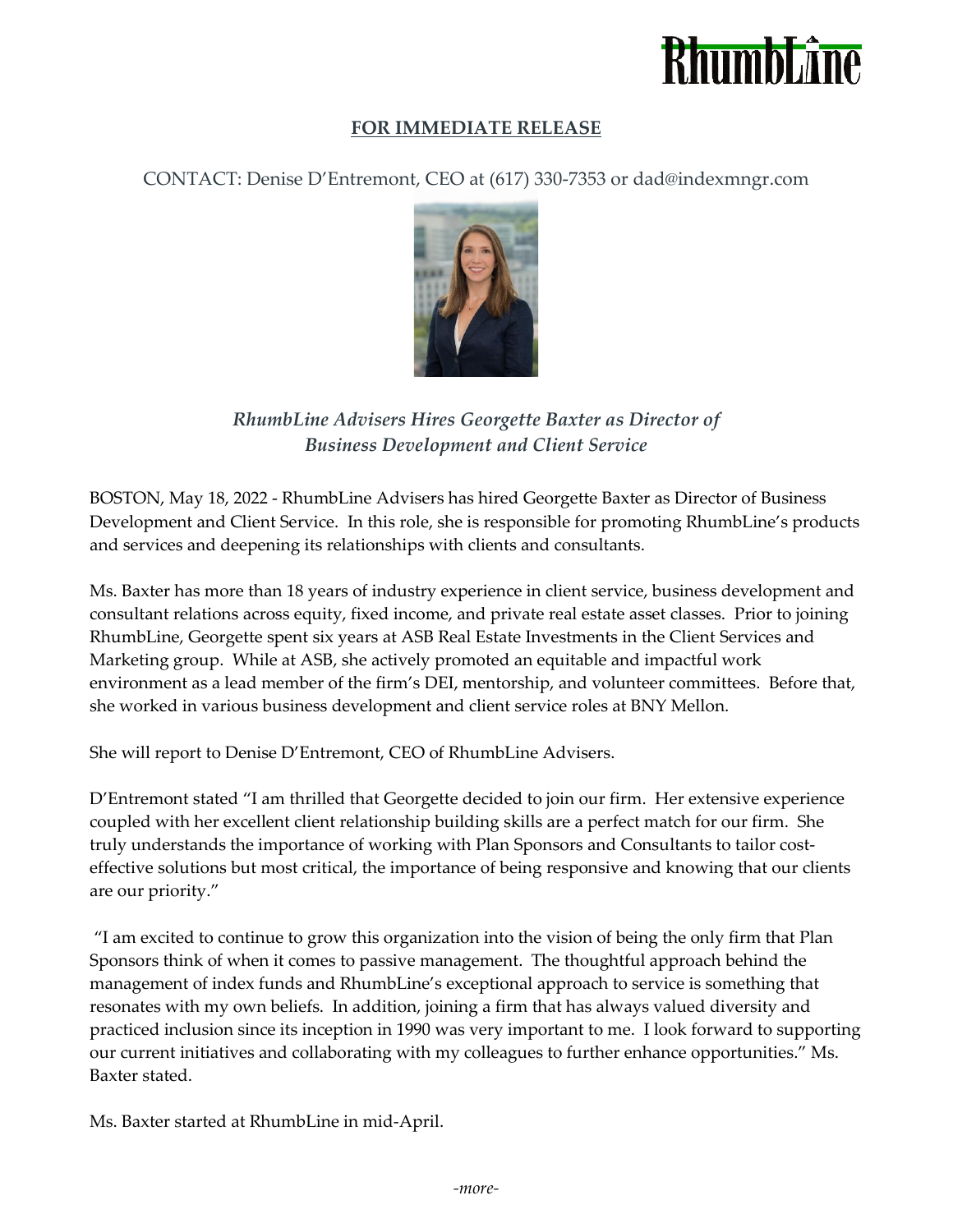**FOR IMMEDIATE RELEASE**

CONTACT: Denise D'Entremont, CEO at (617) 330-7353 or dad@indexmngr.com

## *RhumbLine Advisers Hires Georgette Baxter as Director of Business Development and Client Service*

BOSTON, May 18, 2022 - RhumbLine Advisers has hired Georgette Baxter as Director of Business Development and Client Service. In this role, she is responsible for promoting RhumbLine's products and services and deepening its relationships with clients and consultants.

Ms. Baxter has more than 18 years of industry experience in client service, business development and consultant relations across equity, fixed income, and private real estate asset classes. Prior to joining RhumbLine, Georgette spent six years at ASB Real Estate Investments in the Client Services and Marketing group. While at ASB, she actively promoted an equitable and impactful work environment as a lead member of the firm's DEI, mentorship, and volunteer committees. Before that, she worked in various business development and client service roles at BNY Mellon.

She will report to Denise D'Entremont, CEO of RhumbLine Advisers.

D'Entremont stated "I am thrilled that Georgette decided to join our firm. Her extensive experience coupled with her excellent client relationship building skills are a perfect match for our firm. She truly understands the importance of working with Plan Sponsors and Consultants to tailor cost-effective solutions but most critical, the importance of being responsive and knowing that our clients are our priority."

"I am excited to continue to grow this organization into the vision of being the only firm that Plan Sponsors think of when it comes to passive management. The thoughtful approach behind the management of index funds and RhumbLine's exceptional approach to service is something that resonates with my own beliefs. In addition, joining a firm that has always valued diversity and practiced inclusion since its inception in 1990 was very important to me. I look forward to supporting our current initiatives and collaborating with my colleagues to further enhance opportunities." Ms. Baxter stated.

Ms. Baxter started at RhumbLine in mid-April.

*-more-*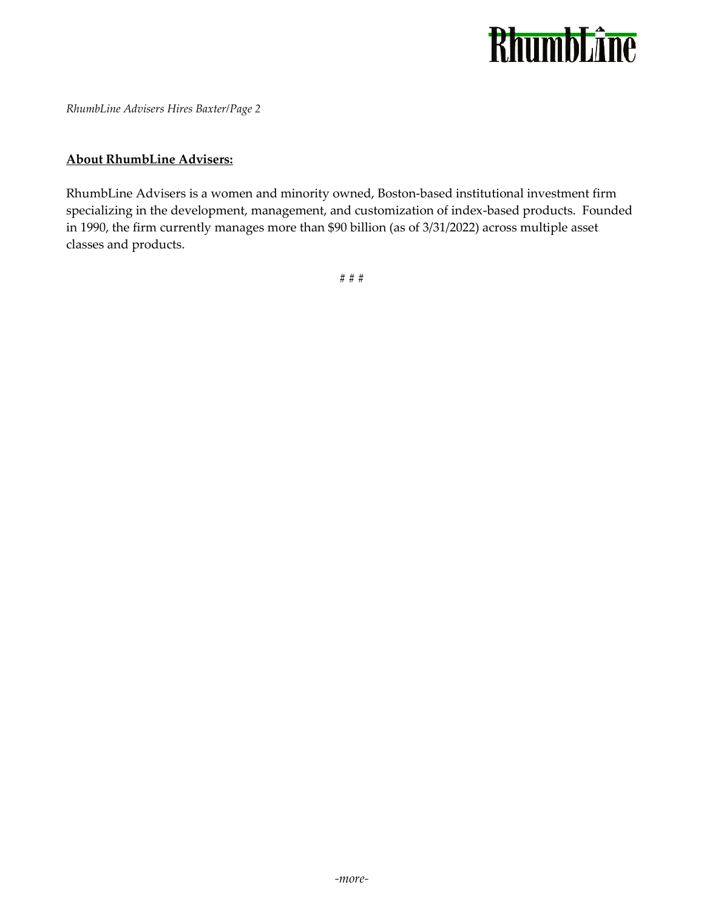**About RhumbLine Advisers:**

RhumbLine Advisers is a women and minority owned, Boston-based institutional investment firm specializing in the development, management, and customization of index-based products. Founded in 1990, the firm currently manages more than $90 billion (as of 3/31/2022) across multiple asset classes and products.

# # #

*-more-*